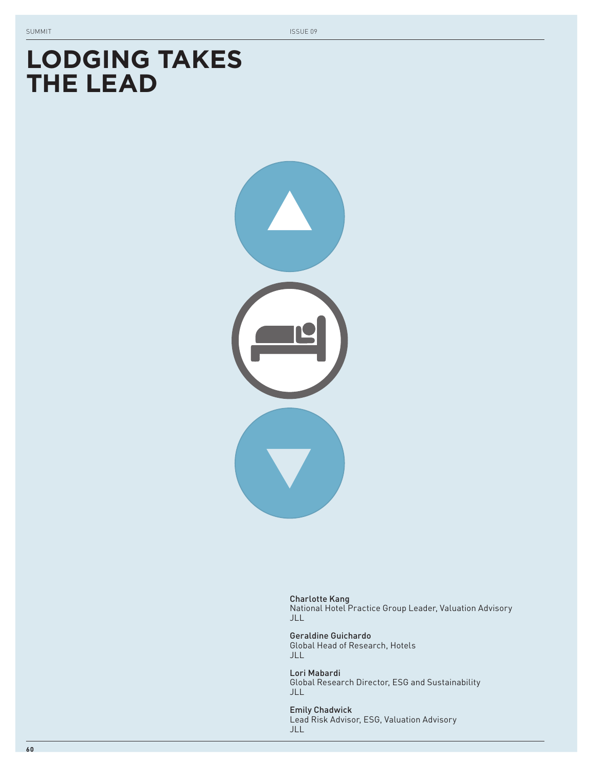# LODGING TAKES THE LEAD

**Charlotte Kang**
National Hotel Practice Group Leader, Valuation Advisory
JLL

**Geraldine Guichardo**
Global Head of Research, Hotels
JLL

**Lori Mabardi**
Global Research Director, ESG and Sustainability
JLL

**Emily Chadwick**
Lead Risk Advisor, ESG, Valuation Advisory
JLL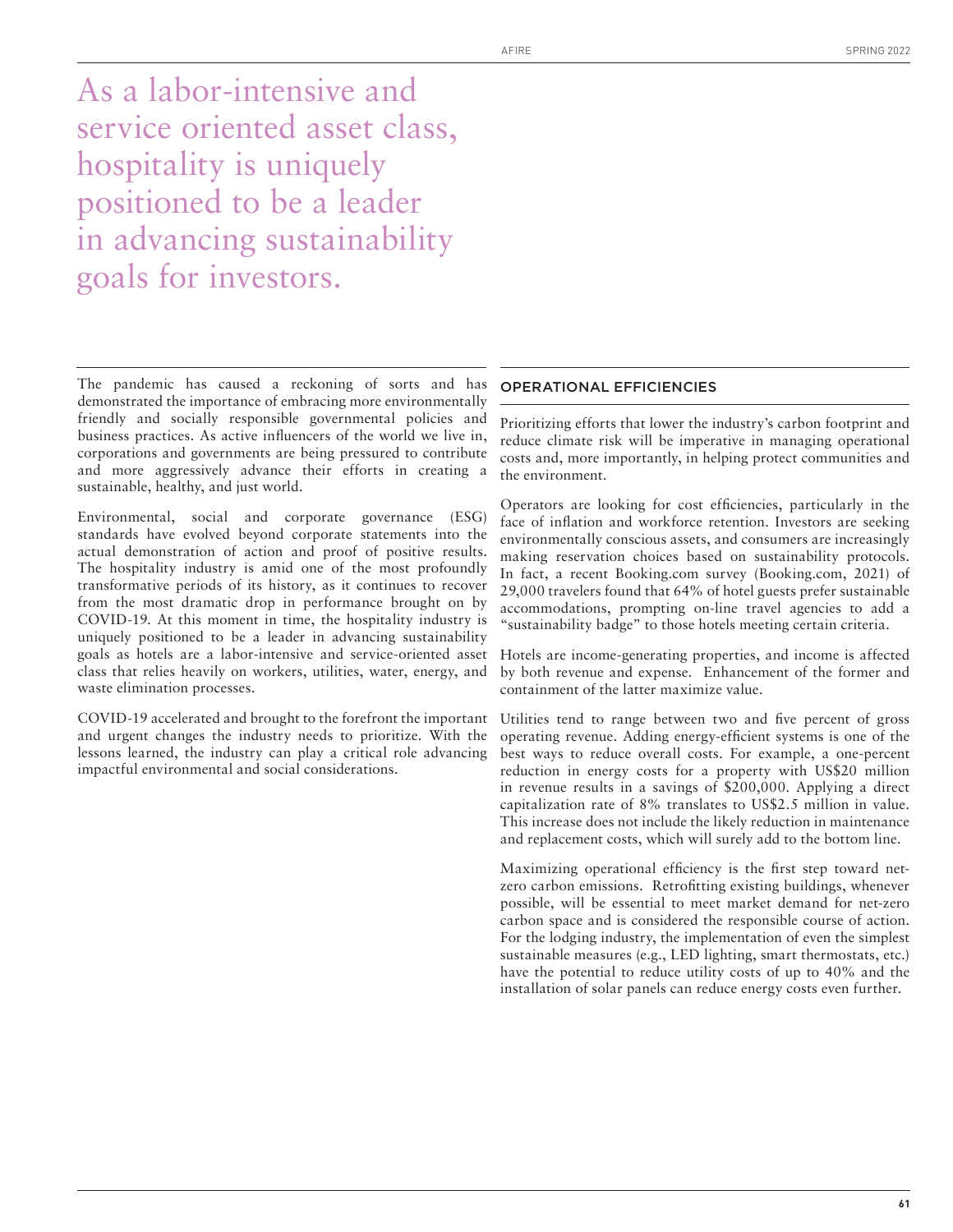As a labor-intensive and service oriented asset class, hospitality is uniquely positioned to be a leader in advancing sustainability goals for investors.

The pandemic has caused a reckoning of sorts and has demonstrated the importance of embracing more environmentally friendly and socially responsible governmental policies and business practices. As active influencers of the world we live in, corporations and governments are being pressured to contribute and more aggressively advance their efforts in creating a sustainable, healthy, and just world.

Environmental, social and corporate governance (ESG) standards have evolved beyond corporate statements into the actual demonstration of action and proof of positive results. The hospitality industry is amid one of the most profoundly transformative periods of its history, as it continues to recover from the most dramatic drop in performance brought on by COVID-19. At this moment in time, the hospitality industry is uniquely positioned to be a leader in advancing sustainability goals as hotels are a labor-intensive and service-oriented asset class that relies heavily on workers, utilities, water, energy, and waste elimination processes.

COVID-19 accelerated and brought to the forefront the important and urgent changes the industry needs to prioritize. With the lessons learned, the industry can play a critical role advancing impactful environmental and social considerations.

## OPERATIONAL EFFICIENCIES

Prioritizing efforts that lower the industry's carbon footprint and reduce climate risk will be imperative in managing operational costs and, more importantly, in helping protect communities and the environment.

Operators are looking for cost efficiencies, particularly in the face of inflation and workforce retention. Investors are seeking environmentally conscious assets, and consumers are increasingly making reservation choices based on sustainability protocols. In fact, a recent Booking.com survey (Booking.com, 2021) of 29,000 travelers found that 64% of hotel guests prefer sustainable accommodations, prompting on-line travel agencies to add a "sustainability badge" to those hotels meeting certain criteria.

Hotels are income-generating properties, and income is affected by both revenue and expense. Enhancement of the former and containment of the latter maximize value.

Utilities tend to range between two and five percent of gross operating revenue. Adding energy-efficient systems is one of the best ways to reduce overall costs. For example, a one-percent reduction in energy costs for a property with US$20 million in revenue results in a savings of $200,000. Applying a direct capitalization rate of 8% translates to US$2.5 million in value. This increase does not include the likely reduction in maintenance and replacement costs, which will surely add to the bottom line.

Maximizing operational efficiency is the first step toward net-zero carbon emissions. Retrofitting existing buildings, whenever possible, will be essential to meet market demand for net-zero carbon space and is considered the responsible course of action. For the lodging industry, the implementation of even the simplest sustainable measures (e.g., LED lighting, smart thermostats, etc.) have the potential to reduce utility costs of up to 40% and the installation of solar panels can reduce energy costs even further.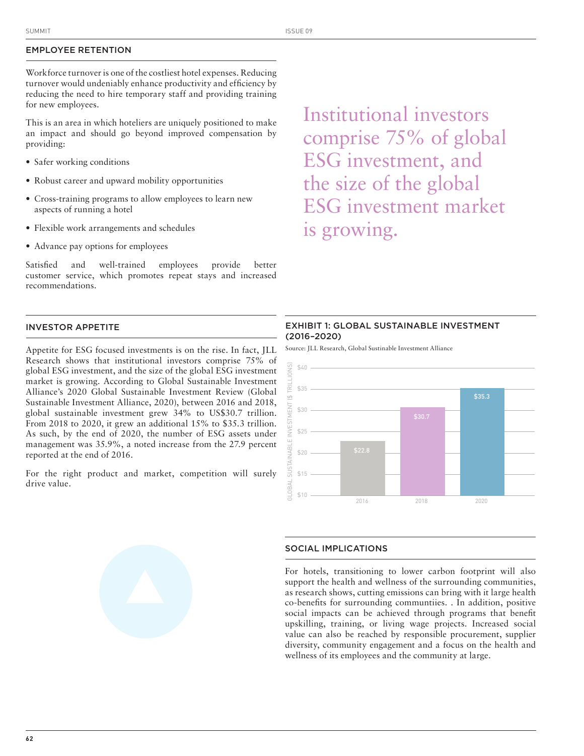## EMPLOYEE RETENTION

Workforce turnover is one of the costliest hotel expenses. Reducing turnover would undeniably enhance productivity and efficiency by reducing the need to hire temporary staff and providing training for new employees.

This is an area in which hoteliers are uniquely positioned to make an impact and should go beyond improved compensation by providing:

- Safer working conditions
- Robust career and upward mobility opportunities
- Cross-training programs to allow employees to learn new aspects of running a hotel
- Flexible work arrangements and schedules
- Advance pay options for employees

Satisfied and well-trained employees provide better customer service, which promotes repeat stays and increased recommendations.

> Institutional investors comprise 75% of global ESG investment, and the size of the global ESG investment market is growing.

## INVESTOR APPETITE

Appetite for ESG focused investments is on the rise. In fact, JLL Research shows that institutional investors comprise 75% of global ESG investment, and the size of the global ESG investment market is growing. According to Global Sustainable Investment Alliance's 2020 Global Sustainable Investment Review (Global Sustainable Investment Alliance, 2020), between 2016 and 2018, global sustainable investment grew 34% to US$30.7 trillion. From 2018 to 2020, it grew an additional 15% to $35.3 trillion. As such, by the end of 2020, the number of ESG assets under management was 35.9%, a noted increase from the 27.9 percent reported at the end of 2016.

For the right product and market, competition will surely drive value.

### EXHIBIT 1: GLOBAL SUSTAINABLE INVESTMENT (2016–2020)

Source: JLL Research, Global Sustainable Investment Alliance

| Year | Global Sustainable Investment ($ Trillions) |
|---|---|
| 2016 | $22.8 |
| 2018 | $30.7 |
| 2020 | $35.3 |

## SOCIAL IMPLICATIONS

For hotels, transitioning to lower carbon footprint will also support the health and wellness of the surrounding communities, as research shows, cutting emissions can bring with it large health co-benefits for surrounding communtiies. . In addition, positive social impacts can be achieved through programs that benefit upskilling, training, or living wage projects. Increased social value can also be reached by responsible procurement, supplier diversity, community engagement and a focus on the health and wellness of its employees and the community at large.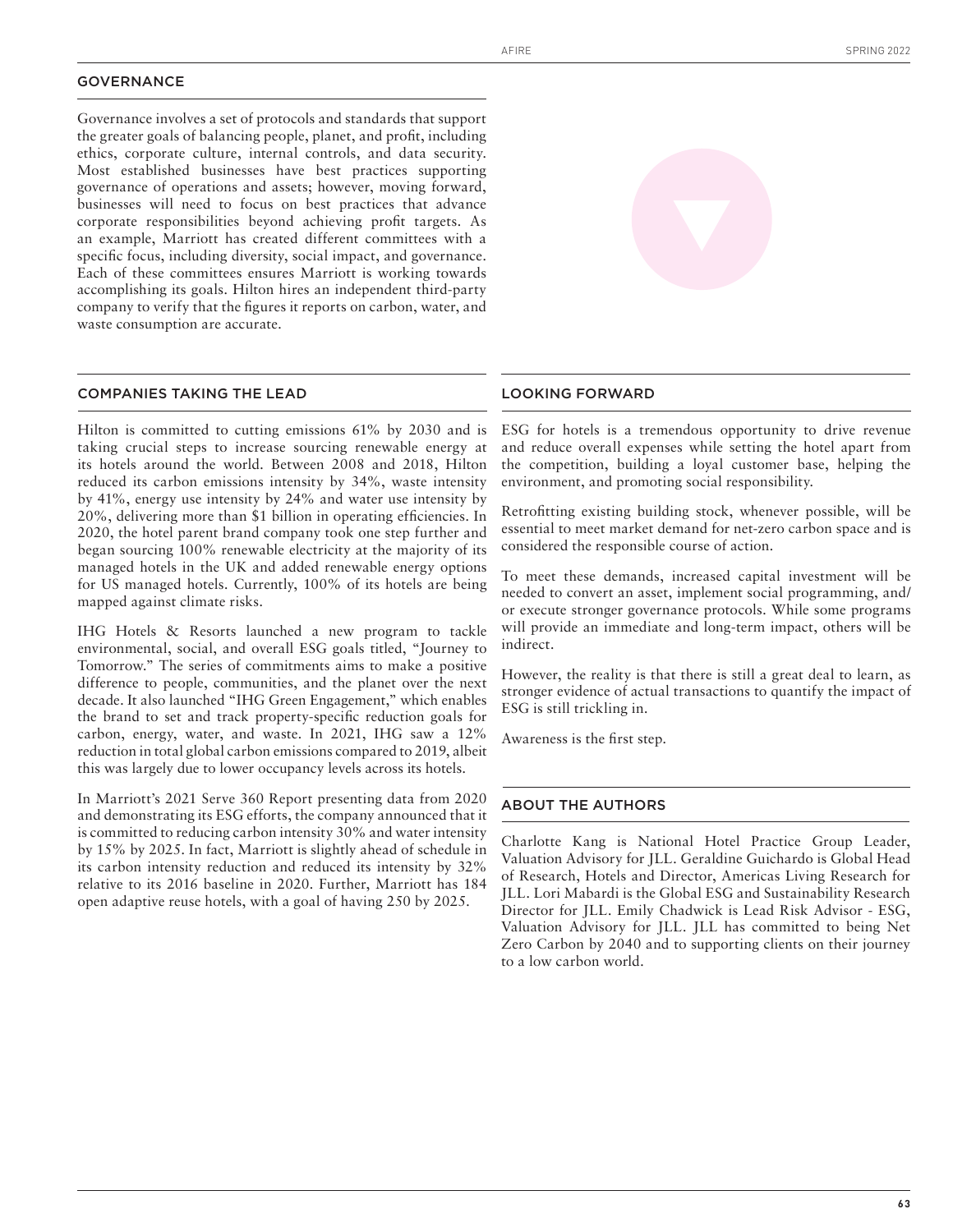## GOVERNANCE

Governance involves a set of protocols and standards that support the greater goals of balancing people, planet, and profit, including ethics, corporate culture, internal controls, and data security. Most established businesses have best practices supporting governance of operations and assets; however, moving forward, businesses will need to focus on best practices that advance corporate responsibilities beyond achieving profit targets. As an example, Marriott has created different committees with a specific focus, including diversity, social impact, and governance. Each of these committees ensures Marriott is working towards accomplishing its goals. Hilton hires an independent third-party company to verify that the figures it reports on carbon, water, and waste consumption are accurate.

## COMPANIES TAKING THE LEAD

Hilton is committed to cutting emissions 61% by 2030 and is taking crucial steps to increase sourcing renewable energy at its hotels around the world. Between 2008 and 2018, Hilton reduced its carbon emissions intensity by 34%, waste intensity by 41%, energy use intensity by 24% and water use intensity by 20%, delivering more than $1 billion in operating efficiencies. In 2020, the hotel parent brand company took one step further and began sourcing 100% renewable electricity at the majority of its managed hotels in the UK and added renewable energy options for US managed hotels. Currently, 100% of its hotels are being mapped against climate risks.

IHG Hotels & Resorts launched a new program to tackle environmental, social, and overall ESG goals titled, "Journey to Tomorrow." The series of commitments aims to make a positive difference to people, communities, and the planet over the next decade. It also launched "IHG Green Engagement," which enables the brand to set and track property-specific reduction goals for carbon, energy, water, and waste. In 2021, IHG saw a 12% reduction in total global carbon emissions compared to 2019, albeit this was largely due to lower occupancy levels across its hotels.

In Marriott's 2021 Serve 360 Report presenting data from 2020 and demonstrating its ESG efforts, the company announced that it is committed to reducing carbon intensity 30% and water intensity by 15% by 2025. In fact, Marriott is slightly ahead of schedule in its carbon intensity reduction and reduced its intensity by 32% relative to its 2016 baseline in 2020. Further, Marriott has 184 open adaptive reuse hotels, with a goal of having 250 by 2025.

## LOOKING FORWARD

ESG for hotels is a tremendous opportunity to drive revenue and reduce overall expenses while setting the hotel apart from the competition, building a loyal customer base, helping the environment, and promoting social responsibility.

Retrofitting existing building stock, whenever possible, will be essential to meet market demand for net-zero carbon space and is considered the responsible course of action.

To meet these demands, increased capital investment will be needed to convert an asset, implement social programming, and/or execute stronger governance protocols. While some programs will provide an immediate and long-term impact, others will be indirect.

However, the reality is that there is still a great deal to learn, as stronger evidence of actual transactions to quantify the impact of ESG is still trickling in.

Awareness is the first step.

## ABOUT THE AUTHORS

Charlotte Kang is National Hotel Practice Group Leader, Valuation Advisory for JLL. Geraldine Guichardo is Global Head of Research, Hotels and Director, Americas Living Research for JLL. Lori Mabardi is the Global ESG and Sustainability Research Director for JLL. Emily Chadwick is Lead Risk Advisor - ESG, Valuation Advisory for JLL. JLL has committed to being Net Zero Carbon by 2040 and to supporting clients on their journey to a low carbon world.